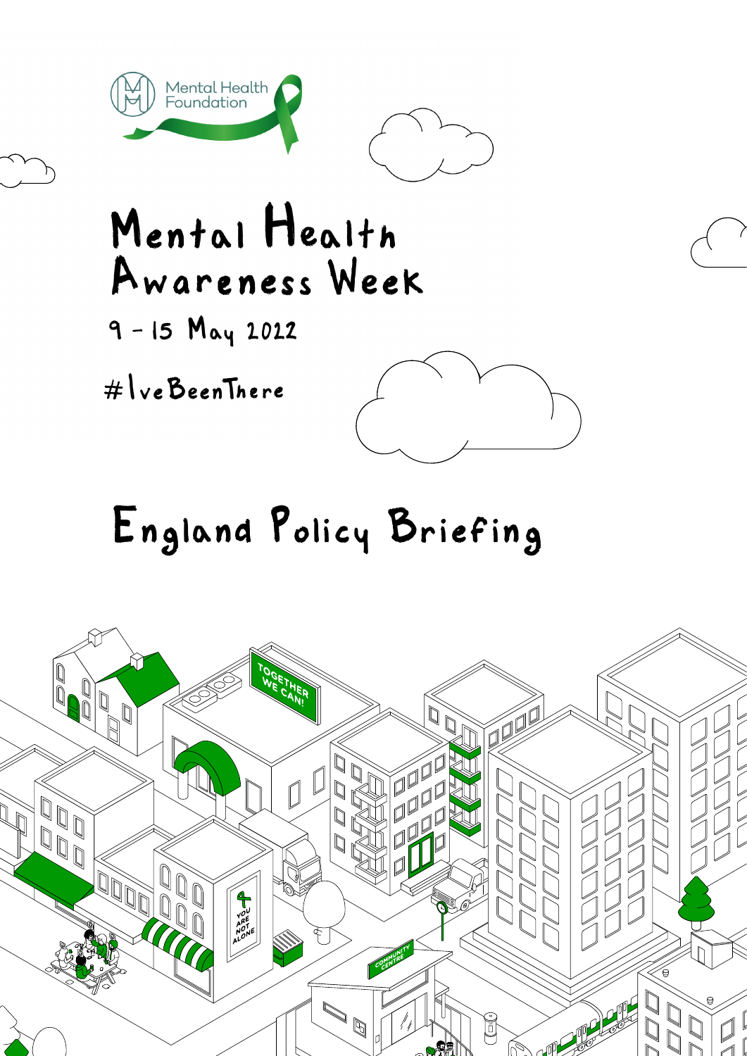Mental Health Foundation

# Mental Health Awareness Week

9 - 15 May 2022

#IveBeenThere

# England Policy Briefing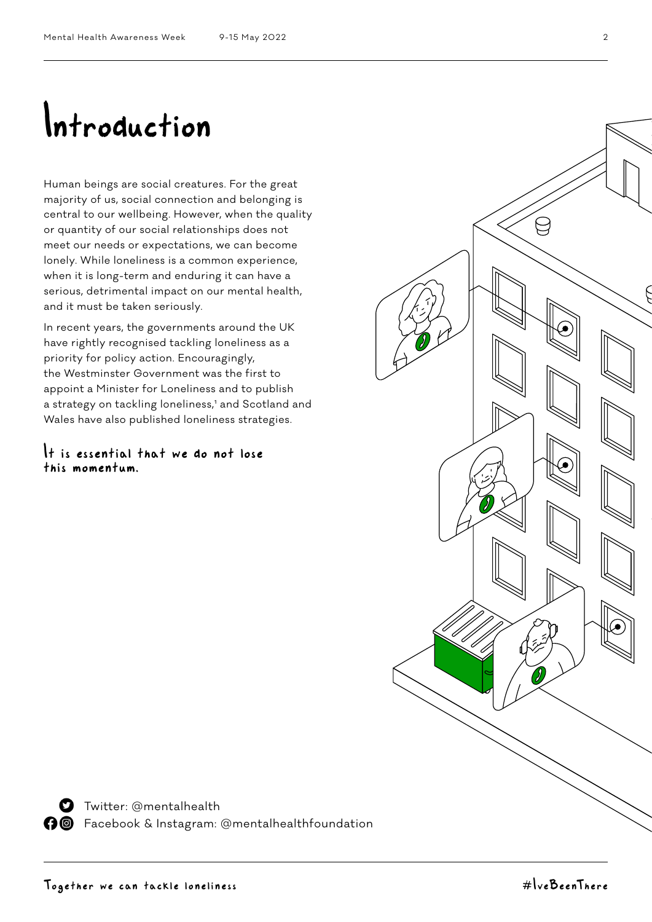# Introduction

Human beings are social creatures. For the great majority of us, social connection and belonging is central to our wellbeing. However, when the quality or quantity of our social relationships does not meet our needs or expectations, we can become lonely. While loneliness is a common experience, when it is long-term and enduring it can have a serious, detrimental impact on our mental health, and it must be taken seriously.

In recent years, the governments around the UK have rightly recognised tackling loneliness as a priority for policy action. Encouragingly, the Westminster Government was the first to appoint a Minister for Loneliness and to publish a strategy on tackling loneliness,[1] and Scotland and Wales have also published loneliness strategies.

**It is essential that we do not lose this momentum.**

Twitter: @mentalhealth

Facebook & Instagram: @mentalhealthfoundation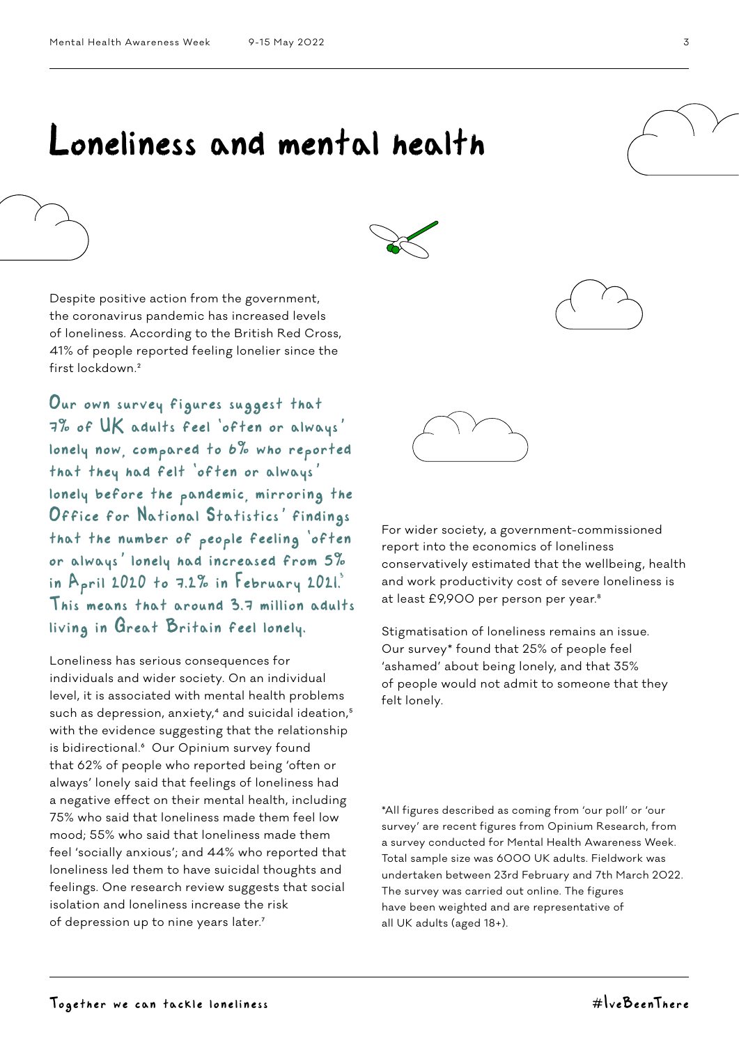# Loneliness and mental health

Despite positive action from the government, the coronavirus pandemic has increased levels of loneliness. According to the British Red Cross, 41% of people reported feeling lonelier since the first lockdown.[2]

**Our own survey figures suggest that 7% of UK adults feel 'often or always' lonely now, compared to 6% who reported that they had felt 'often or always' lonely before the pandemic, mirroring the Office for National Statistics' findings that the number of people feeling 'often or always' lonely had increased from 5% in April 2020 to 7.2% in February 2021.[3] This means that around 3.7 million adults living in Great Britain feel lonely.**

Loneliness has serious consequences for individuals and wider society. On an individual level, it is associated with mental health problems such as depression, anxiety,[4] and suicidal ideation,[5] with the evidence suggesting that the relationship is bidirectional.[6] Our Opinium survey found that 62% of people who reported being 'often or always' lonely said that feelings of loneliness had a negative effect on their mental health, including 75% who said that loneliness made them feel low mood; 55% who said that loneliness made them feel 'socially anxious'; and 44% who reported that loneliness led them to have suicidal thoughts and feelings. One research review suggests that social isolation and loneliness increase the risk of depression up to nine years later.[7]

For wider society, a government-commissioned report into the economics of loneliness conservatively estimated that the wellbeing, health and work productivity cost of severe loneliness is at least £9,900 per person per year.[8]

Stigmatisation of loneliness remains an issue. Our survey* found that 25% of people feel 'ashamed' about being lonely, and that 35% of people would not admit to someone that they felt lonely.

*All figures described as coming from 'our poll' or 'our survey' are recent figures from Opinium Research, from a survey conducted for Mental Health Awareness Week. Total sample size was 6000 UK adults. Fieldwork was undertaken between 23rd February and 7th March 2022. The survey was carried out online. The figures have been weighted and are representative of all UK adults (aged 18+).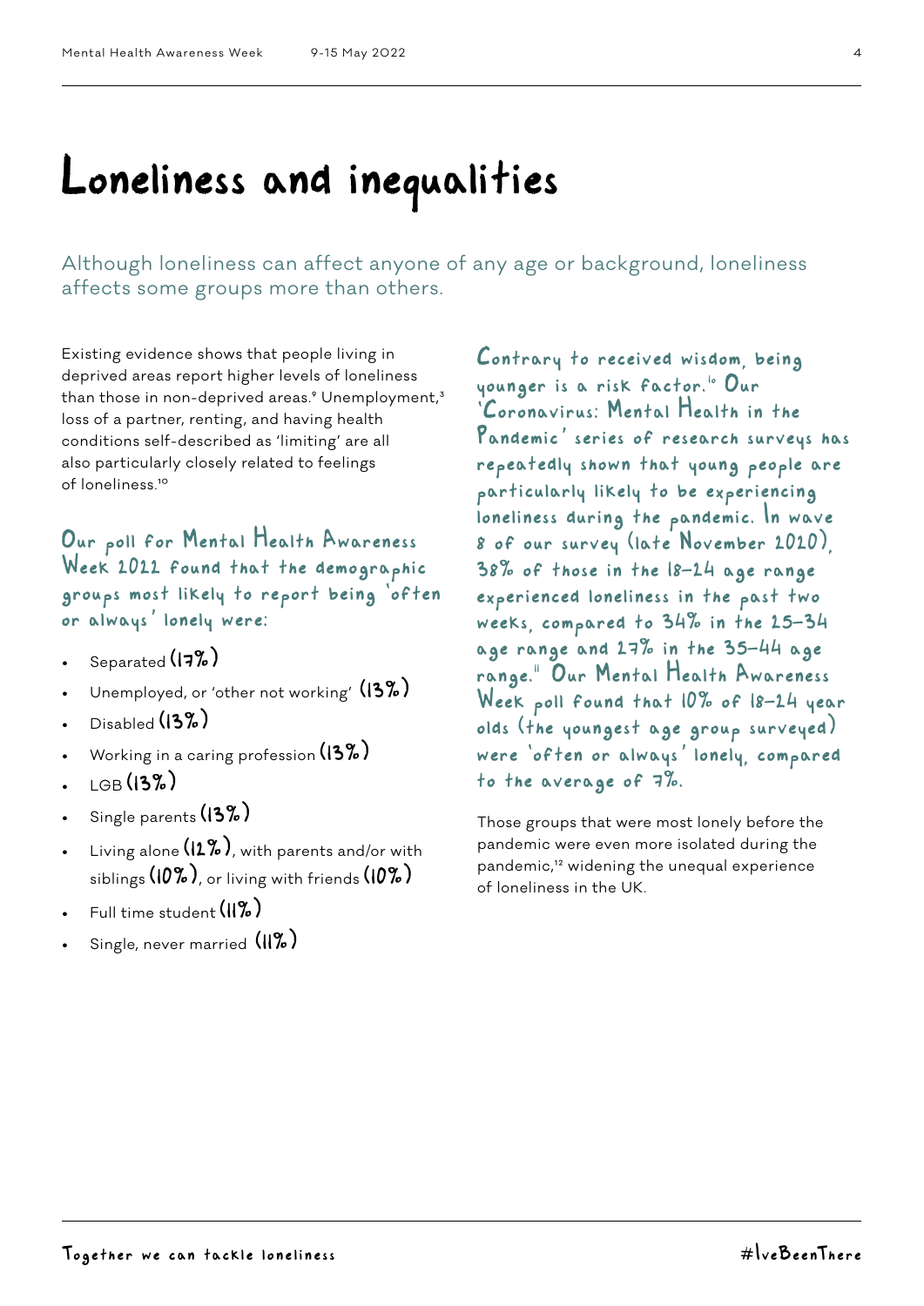# Loneliness and inequalities

Although loneliness can affect anyone of any age or background, loneliness affects some groups more than others.

Existing evidence shows that people living in deprived areas report higher levels of loneliness than those in non-deprived areas.[9] Unemployment,[3] loss of a partner, renting, and having health conditions self-described as 'limiting' are all also particularly closely related to feelings of loneliness.[10]

Our poll for Mental Health Awareness Week 2022 found that the demographic groups most likely to report being 'often or always' lonely were:

- Separated (17%)
- Unemployed, or 'other not working' (13%)
- Disabled (13%)
- Working in a caring profession (13%)
- LGB (13%)
- Single parents (13%)
- Living alone (12%), with parents and/or with siblings (10%), or living with friends (10%)
- Full time student (11%)
- Single, never married (11%)

Contrary to received wisdom, being younger is a risk factor.[10] Our 'Coronavirus: Mental Health in the Pandemic' series of research surveys has repeatedly shown that young people are particularly likely to be experiencing loneliness during the pandemic. In wave 8 of our survey (late November 2020), 38% of those in the 18-24 age range experienced loneliness in the past two weeks, compared to 34% in the 25-34 age range and 27% in the 35-44 age range.[11] Our Mental Health Awareness Week poll found that 10% of 18-24 year olds (the youngest age group surveyed) were 'often or always' lonely, compared to the average of 7%.

Those groups that were most lonely before the pandemic were even more isolated during the pandemic,[12] widening the unequal experience of loneliness in the UK.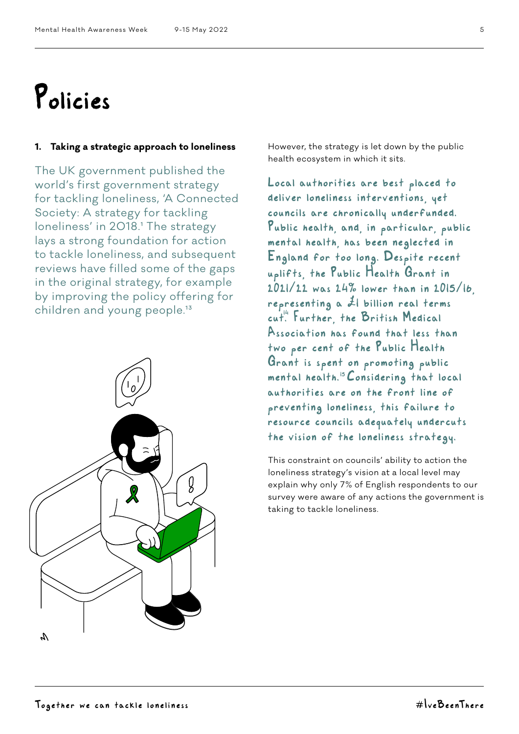# Policies

**1. Taking a strategic approach to loneliness**

The UK government published the world's first government strategy for tackling loneliness, 'A Connected Society: A strategy for tackling loneliness' in 2018.[1] The strategy lays a strong foundation for action to tackle loneliness, and subsequent reviews have filled some of the gaps in the original strategy, for example by improving the policy offering for children and young people.[13]

However, the strategy is let down by the public health ecosystem in which it sits.

Local authorities are best placed to deliver loneliness interventions, yet councils are chronically underfunded. Public health, and, in particular, public mental health, has been neglected in England for too long. Despite recent uplifts, the Public Health Grant in 2021/22 was 24% lower than in 2015/16, representing a £1 billion real terms cut.[14] Further, the British Medical Association has found that less than two per cent of the Public Health Grant is spent on promoting public mental health.[15] Considering that local authorities are on the front line of preventing loneliness, this failure to resource councils adequately undercuts the vision of the loneliness strategy.

This constraint on councils' ability to action the loneliness strategy's vision at a local level may explain why only 7% of English respondents to our survey were aware of any actions the government is taking to tackle loneliness.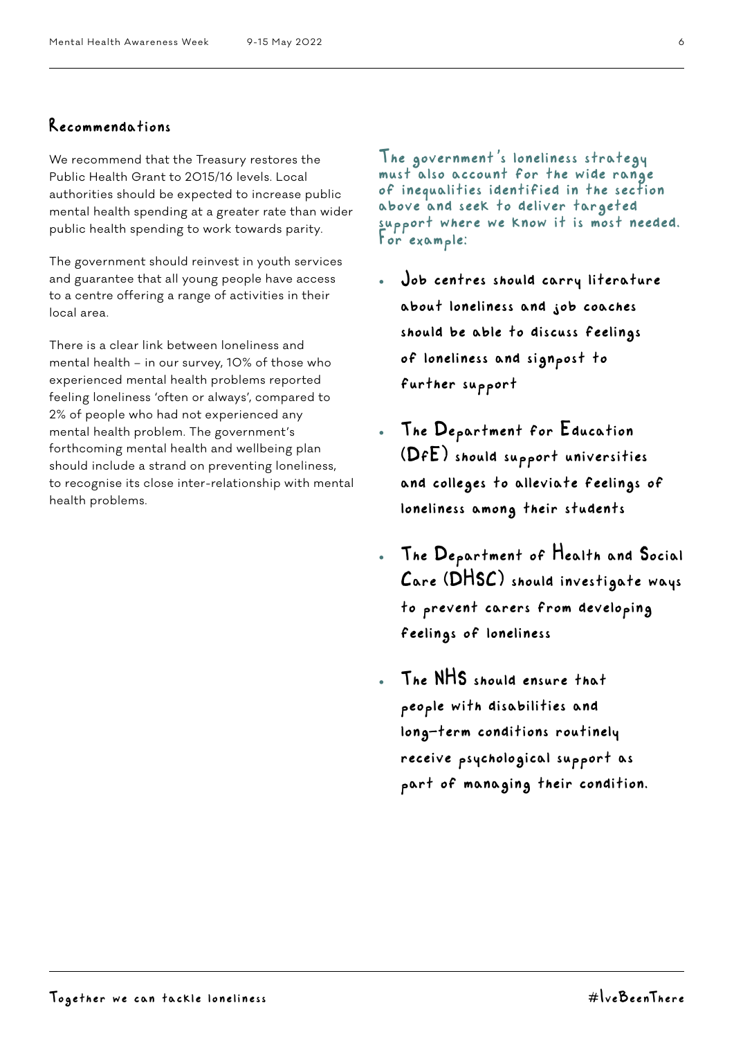## Recommendations

We recommend that the Treasury restores the Public Health Grant to 2015/16 levels. Local authorities should be expected to increase public mental health spending at a greater rate than wider public health spending to work towards parity.

The government should reinvest in youth services and guarantee that all young people have access to a centre offering a range of activities in their local area.

There is a clear link between loneliness and mental health – in our survey, 10% of those who experienced mental health problems reported feeling loneliness 'often or always', compared to 2% of people who had not experienced any mental health problem. The government's forthcoming mental health and wellbeing plan should include a strand on preventing loneliness, to recognise its close inter-relationship with mental health problems.

The government's loneliness strategy must also account for the wide range of inequalities identified in the section above and seek to deliver targeted support where we know it is most needed. For example:

- Job centres should carry literature about loneliness and job coaches should be able to discuss feelings of loneliness and signpost to further support
- The Department for Education (DfE) should support universities and colleges to alleviate feelings of loneliness among their students
- The Department of Health and Social Care (DHSC) should investigate ways to prevent carers from developing feelings of loneliness
- The NHS should ensure that people with disabilities and long-term conditions routinely receive psychological support as part of managing their condition.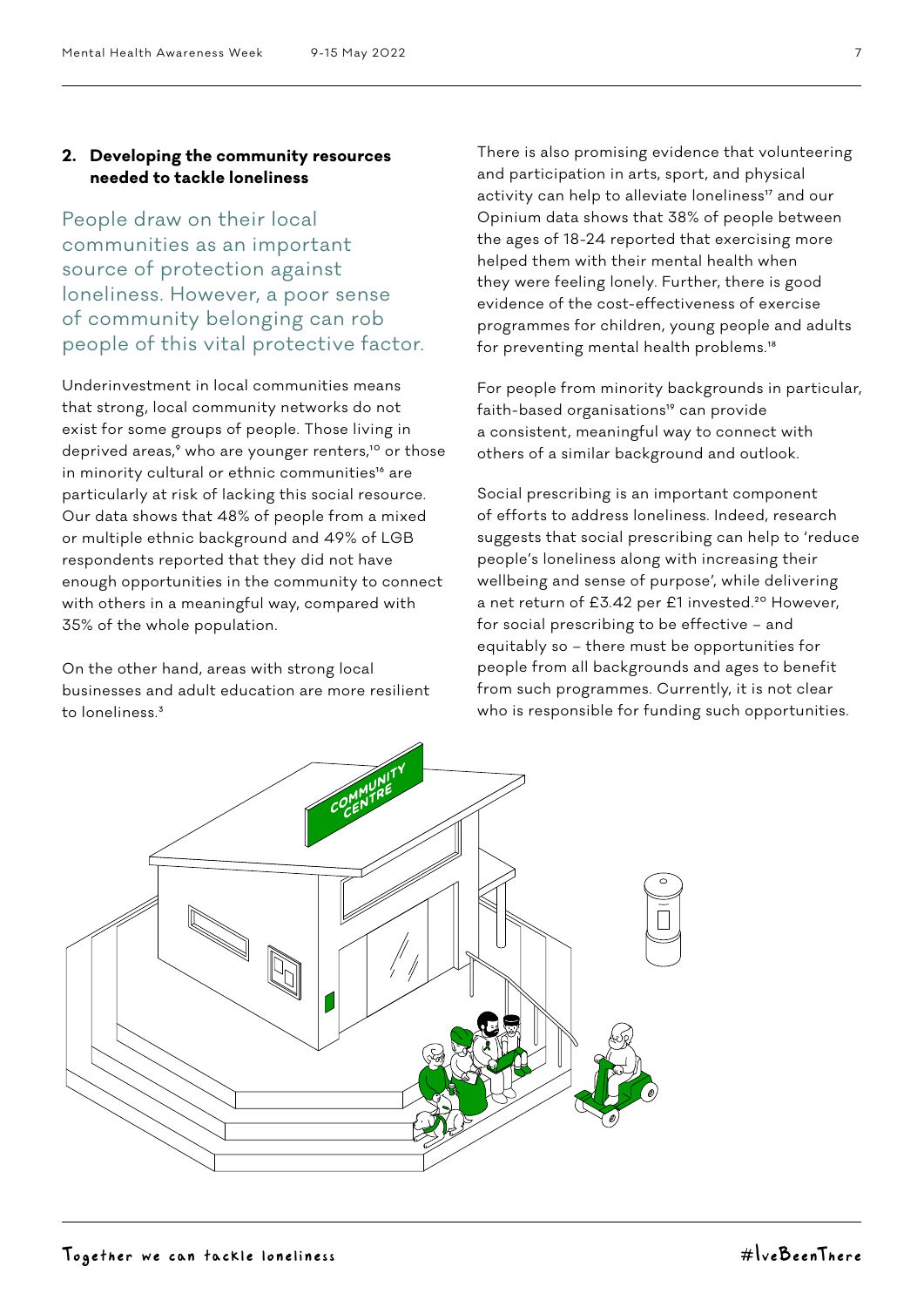## 2. Developing the community resources needed to tackle loneliness

People draw on their local communities as an important source of protection against loneliness. However, a poor sense of community belonging can rob people of this vital protective factor.

Underinvestment in local communities means that strong, local community networks do not exist for some groups of people. Those living in deprived areas,[9] who are younger renters,[10] or those in minority cultural or ethnic communities[16] are particularly at risk of lacking this social resource. Our data shows that 48% of people from a mixed or multiple ethnic background and 49% of LGB respondents reported that they did not have enough opportunities in the community to connect with others in a meaningful way, compared with 35% of the whole population.

On the other hand, areas with strong local businesses and adult education are more resilient to loneliness.[3]

There is also promising evidence that volunteering and participation in arts, sport, and physical activity can help to alleviate loneliness[17] and our Opinium data shows that 38% of people between the ages of 18-24 reported that exercising more helped them with their mental health when they were feeling lonely. Further, there is good evidence of the cost-effectiveness of exercise programmes for children, young people and adults for preventing mental health problems.[18]

For people from minority backgrounds in particular, faith-based organisations[19] can provide a consistent, meaningful way to connect with others of a similar background and outlook.

Social prescribing is an important component of efforts to address loneliness. Indeed, research suggests that social prescribing can help to 'reduce people's loneliness along with increasing their wellbeing and sense of purpose', while delivering a net return of £3.42 per £1 invested.[20] However, for social prescribing to be effective – and equitably so – there must be opportunities for people from all backgrounds and ages to benefit from such programmes. Currently, it is not clear who is responsible for funding such opportunities.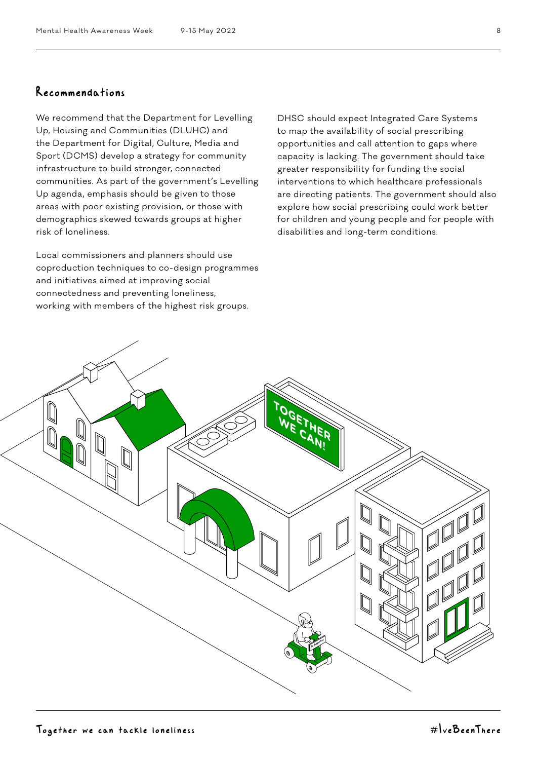## Recommendations

We recommend that the Department for Levelling Up, Housing and Communities (DLUHC) and the Department for Digital, Culture, Media and Sport (DCMS) develop a strategy for community infrastructure to build stronger, connected communities. As part of the government's Levelling Up agenda, emphasis should be given to those areas with poor existing provision, or those with demographics skewed towards groups at higher risk of loneliness.

Local commissioners and planners should use coproduction techniques to co-design programmes and initiatives aimed at improving social connectedness and preventing loneliness, working with members of the highest risk groups.

DHSC should expect Integrated Care Systems to map the availability of social prescribing opportunities and call attention to gaps where capacity is lacking. The government should take greater responsibility for funding the social interventions to which healthcare professionals are directing patients. The government should also explore how social prescribing could work better for children and young people and for people with disabilities and long-term conditions.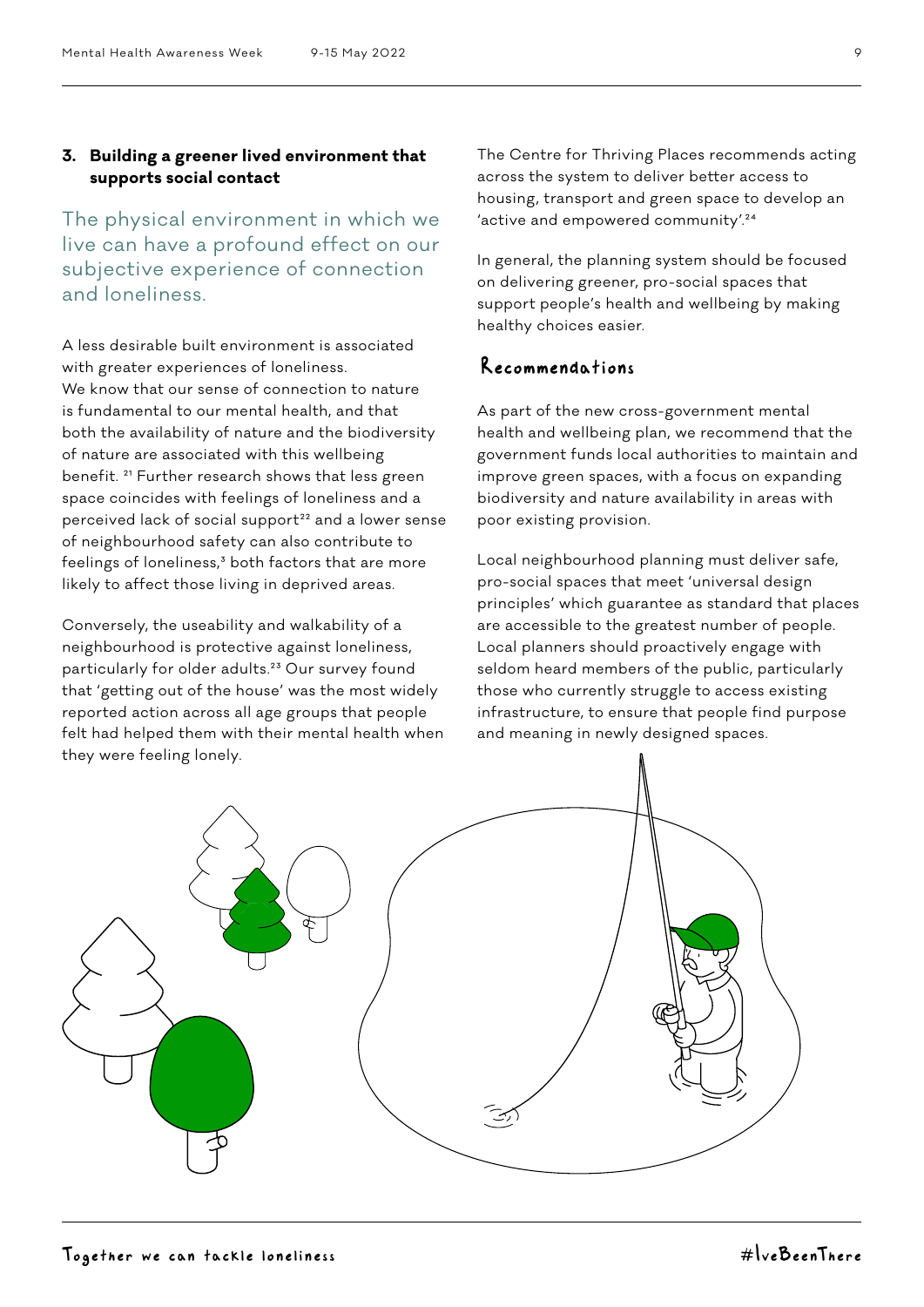### 3. Building a greener lived environment that supports social contact

The physical environment in which we live can have a profound effect on our subjective experience of connection and loneliness.

A less desirable built environment is associated with greater experiences of loneliness. We know that our sense of connection to nature is fundamental to our mental health, and that both the availability of nature and the biodiversity of nature are associated with this wellbeing benefit.[21] Further research shows that less green space coincides with feelings of loneliness and a perceived lack of social support[22] and a lower sense of neighbourhood safety can also contribute to feelings of loneliness,[3] both factors that are more likely to affect those living in deprived areas.

Conversely, the useability and walkability of a neighbourhood is protective against loneliness, particularly for older adults.[23] Our survey found that 'getting out of the house' was the most widely reported action across all age groups that people felt had helped them with their mental health when they were feeling lonely.

The Centre for Thriving Places recommends acting across the system to deliver better access to housing, transport and green space to develop an 'active and empowered community'.[24]

In general, the planning system should be focused on delivering greener, pro-social spaces that support people's health and wellbeing by making healthy choices easier.

## Recommendations

As part of the new cross-government mental health and wellbeing plan, we recommend that the government funds local authorities to maintain and improve green spaces, with a focus on expanding biodiversity and nature availability in areas with poor existing provision.

Local neighbourhood planning must deliver safe, pro-social spaces that meet 'universal design principles' which guarantee as standard that places are accessible to the greatest number of people. Local planners should proactively engage with seldom heard members of the public, particularly those who currently struggle to access existing infrastructure, to ensure that people find purpose and meaning in newly designed spaces.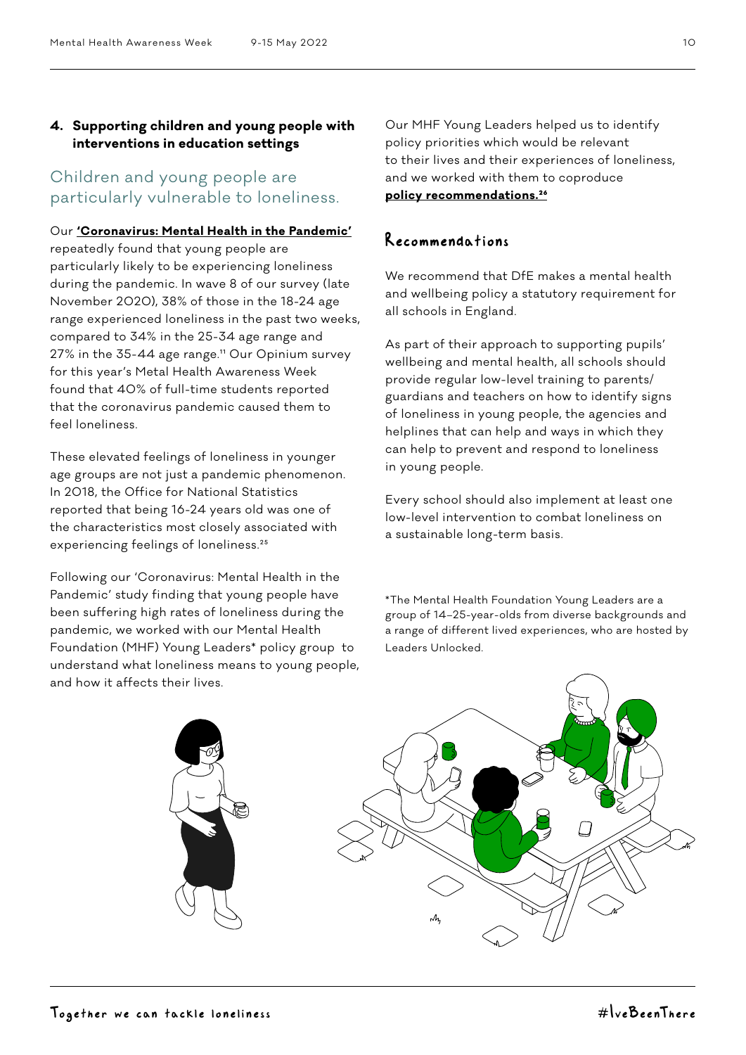### 4. Supporting children and young people with interventions in education settings

## Children and young people are particularly vulnerable to loneliness.

Our **'Coronavirus: Mental Health in the Pandemic'** repeatedly found that young people are particularly likely to be experiencing loneliness during the pandemic. In wave 8 of our survey (late November 2020), 38% of those in the 18-24 age range experienced loneliness in the past two weeks, compared to 34% in the 25-34 age range and 27% in the 35-44 age range.[11] Our Opinium survey for this year's Metal Health Awareness Week found that 40% of full-time students reported that the coronavirus pandemic caused them to feel loneliness.

These elevated feelings of loneliness in younger age groups are not just a pandemic phenomenon. In 2018, the Office for National Statistics reported that being 16-24 years old was one of the characteristics most closely associated with experiencing feelings of loneliness.[25]

Following our 'Coronavirus: Mental Health in the Pandemic' study finding that young people have been suffering high rates of loneliness during the pandemic, we worked with our Mental Health Foundation (MHF) Young Leaders* policy group to understand what loneliness means to young people, and how it affects their lives.

Our MHF Young Leaders helped us to identify policy priorities which would be relevant to their lives and their experiences of loneliness, and we worked with them to coproduce **policy recommendations.[26]**

## Recommendations

We recommend that DfE makes a mental health and wellbeing policy a statutory requirement for all schools in England.

As part of their approach to supporting pupils' wellbeing and mental health, all schools should provide regular low-level training to parents/guardians and teachers on how to identify signs of loneliness in young people, the agencies and helplines that can help and ways in which they can help to prevent and respond to loneliness in young people.

Every school should also implement at least one low-level intervention to combat loneliness on a sustainable long-term basis.

*The Mental Health Foundation Young Leaders are a group of 14–25-year-olds from diverse backgrounds and a range of different lived experiences, who are hosted by Leaders Unlocked.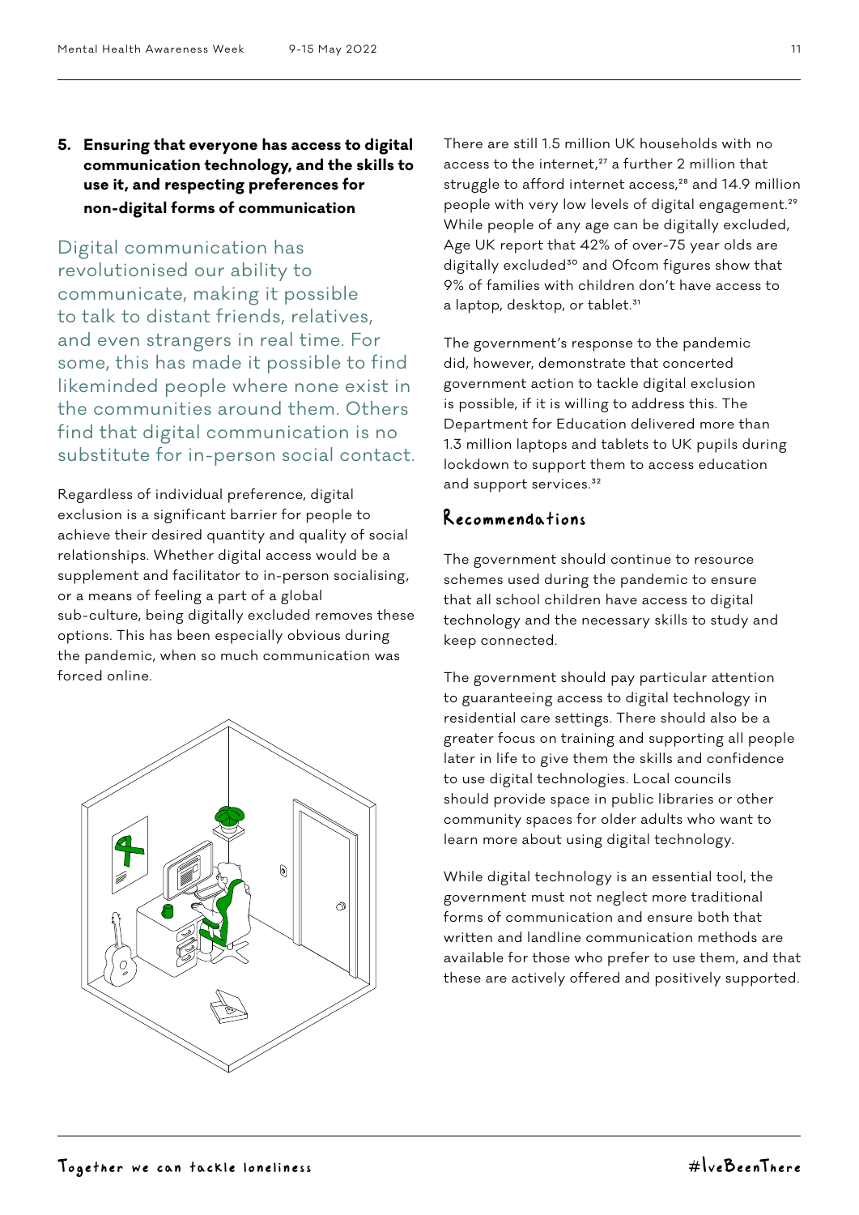**5. Ensuring that everyone has access to digital communication technology, and the skills to use it, and respecting preferences for non-digital forms of communication**

Digital communication has revolutionised our ability to communicate, making it possible to talk to distant friends, relatives, and even strangers in real time. For some, this has made it possible to find likeminded people where none exist in the communities around them. Others find that digital communication is no substitute for in-person social contact.

Regardless of individual preference, digital exclusion is a significant barrier for people to achieve their desired quantity and quality of social relationships. Whether digital access would be a supplement and facilitator to in-person socialising, or a means of feeling a part of a global sub-culture, being digitally excluded removes these options. This has been especially obvious during the pandemic, when so much communication was forced online.

There are still 1.5 million UK households with no access to the internet,[27] a further 2 million that struggle to afford internet access,[28] and 14.9 million people with very low levels of digital engagement.[29] While people of any age can be digitally excluded, Age UK report that 42% of over-75 year olds are digitally excluded[30] and Ofcom figures show that 9% of families with children don't have access to a laptop, desktop, or tablet.[31]

The government's response to the pandemic did, however, demonstrate that concerted government action to tackle digital exclusion is possible, if it is willing to address this. The Department for Education delivered more than 1.3 million laptops and tablets to UK pupils during lockdown to support them to access education and support services.[32]

## Recommendations

The government should continue to resource schemes used during the pandemic to ensure that all school children have access to digital technology and the necessary skills to study and keep connected.

The government should pay particular attention to guaranteeing access to digital technology in residential care settings. There should also be a greater focus on training and supporting all people later in life to give them the skills and confidence to use digital technologies. Local councils should provide space in public libraries or other community spaces for older adults who want to learn more about using digital technology.

While digital technology is an essential tool, the government must not neglect more traditional forms of communication and ensure both that written and landline communication methods are available for those who prefer to use them, and that these are actively offered and positively supported.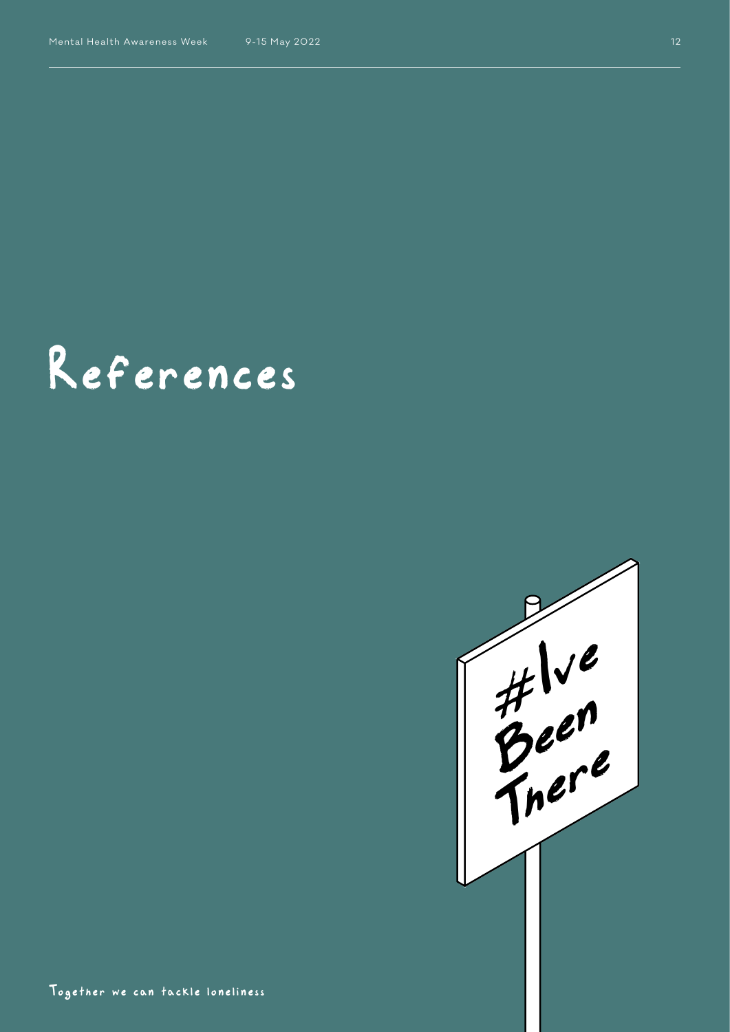# References

Together we can tackle loneliness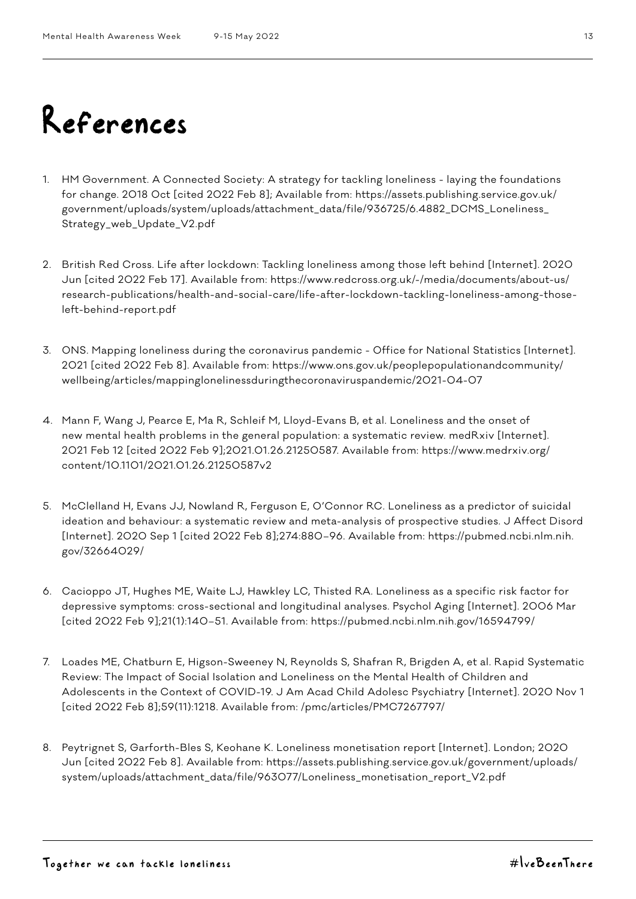# References

1. HM Government. A Connected Society: A strategy for tackling loneliness - laying the foundations for change. 2018 Oct [cited 2022 Feb 8]; Available from: https://assets.publishing.service.gov.uk/government/uploads/system/uploads/attachment_data/file/936725/6.4882_DCMS_Loneliness_Strategy_web_Update_V2.pdf

2. British Red Cross. Life after lockdown: Tackling loneliness among those left behind [Internet]. 2020 Jun [cited 2022 Feb 17]. Available from: https://www.redcross.org.uk/-/media/documents/about-us/research-publications/health-and-social-care/life-after-lockdown-tackling-loneliness-among-those-left-behind-report.pdf

3. ONS. Mapping loneliness during the coronavirus pandemic - Office for National Statistics [Internet]. 2021 [cited 2022 Feb 8]. Available from: https://www.ons.gov.uk/peoplepopulationandcommunity/wellbeing/articles/mappinglonelinessduringthecoronaviruspandemic/2021-04-07

4. Mann F, Wang J, Pearce E, Ma R, Schleif M, Lloyd-Evans B, et al. Loneliness and the onset of new mental health problems in the general population: a systematic review. medRxiv [Internet]. 2021 Feb 12 [cited 2022 Feb 9];2021.01.26.21250587. Available from: https://www.medrxiv.org/content/10.1101/2021.01.26.21250587v2

5. McClelland H, Evans JJ, Nowland R, Ferguson E, O'Connor RC. Loneliness as a predictor of suicidal ideation and behaviour: a systematic review and meta-analysis of prospective studies. J Affect Disord [Internet]. 2020 Sep 1 [cited 2022 Feb 8];274:880–96. Available from: https://pubmed.ncbi.nlm.nih.gov/32664029/

6. Cacioppo JT, Hughes ME, Waite LJ, Hawkley LC, Thisted RA. Loneliness as a specific risk factor for depressive symptoms: cross-sectional and longitudinal analyses. Psychol Aging [Internet]. 2006 Mar [cited 2022 Feb 9];21(1):140–51. Available from: https://pubmed.ncbi.nlm.nih.gov/16594799/

7. Loades ME, Chatburn E, Higson-Sweeney N, Reynolds S, Shafran R, Brigden A, et al. Rapid Systematic Review: The Impact of Social Isolation and Loneliness on the Mental Health of Children and Adolescents in the Context of COVID-19. J Am Acad Child Adolesc Psychiatry [Internet]. 2020 Nov 1 [cited 2022 Feb 8];59(11):1218. Available from: /pmc/articles/PMC7267797/

8. Peytrignet S, Garforth-Bles S, Keohane K. Loneliness monetisation report [Internet]. London; 2020 Jun [cited 2022 Feb 8]. Available from: https://assets.publishing.service.gov.uk/government/uploads/system/uploads/attachment_data/file/963077/Loneliness_monetisation_report_V2.pdf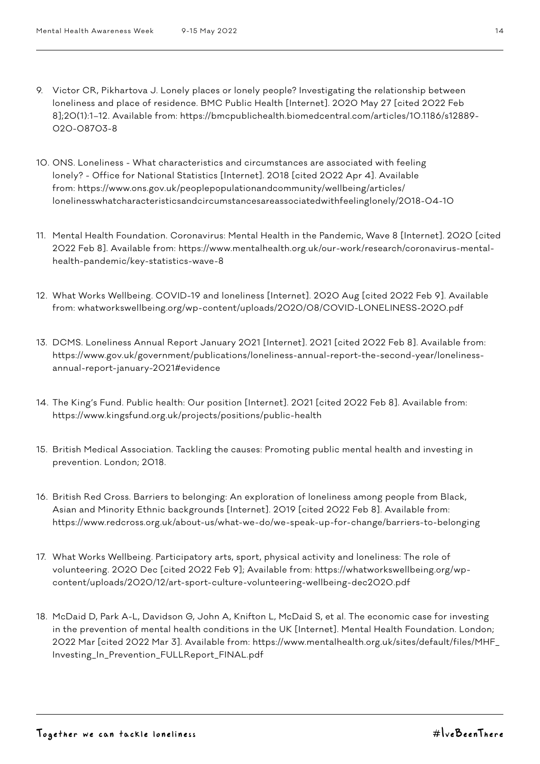9. Victor CR, Pikhartova J. Lonely places or lonely people? Investigating the relationship between loneliness and place of residence. BMC Public Health [Internet]. 2020 May 27 [cited 2022 Feb 8];20(1):1–12. Available from: https://bmcpublichealth.biomedcentral.com/articles/10.1186/s12889-020-08703-8

10. ONS. Loneliness - What characteristics and circumstances are associated with feeling lonely? - Office for National Statistics [Internet]. 2018 [cited 2022 Apr 4]. Available from: https://www.ons.gov.uk/peoplepopulationandcommunity/wellbeing/articles/lonelinesswhatcharacteristicsandcircumstancesareassociatedwithfeelinglonely/2018-04-10

11. Mental Health Foundation. Coronavirus: Mental Health in the Pandemic, Wave 8 [Internet]. 2020 [cited 2022 Feb 8]. Available from: https://www.mentalhealth.org.uk/our-work/research/coronavirus-mental-health-pandemic/key-statistics-wave-8

12. What Works Wellbeing. COVID-19 and loneliness [Internet]. 2020 Aug [cited 2022 Feb 9]. Available from: whatworkswellbeing.org/wp-content/uploads/2020/08/COVID-LONELINESS-2020.pdf

13. DCMS. Loneliness Annual Report January 2021 [Internet]. 2021 [cited 2022 Feb 8]. Available from: https://www.gov.uk/government/publications/loneliness-annual-report-the-second-year/loneliness-annual-report-january-2021#evidence

14. The King's Fund. Public health: Our position [Internet]. 2021 [cited 2022 Feb 8]. Available from: https://www.kingsfund.org.uk/projects/positions/public-health

15. British Medical Association. Tackling the causes: Promoting public mental health and investing in prevention. London; 2018.

16. British Red Cross. Barriers to belonging: An exploration of loneliness among people from Black, Asian and Minority Ethnic backgrounds [Internet]. 2019 [cited 2022 Feb 8]. Available from: https://www.redcross.org.uk/about-us/what-we-do/we-speak-up-for-change/barriers-to-belonging

17. What Works Wellbeing. Participatory arts, sport, physical activity and loneliness: The role of volunteering. 2020 Dec [cited 2022 Feb 9]; Available from: https://whatworkswellbeing.org/wp-content/uploads/2020/12/art-sport-culture-volunteering-wellbeing-dec2020.pdf

18. McDaid D, Park A-L, Davidson G, John A, Knifton L, McDaid S, et al. The economic case for investing in the prevention of mental health conditions in the UK [Internet]. Mental Health Foundation. London; 2022 Mar [cited 2022 Mar 3]. Available from: https://www.mentalhealth.org.uk/sites/default/files/MHF_Investing_In_Prevention_FULLReport_FINAL.pdf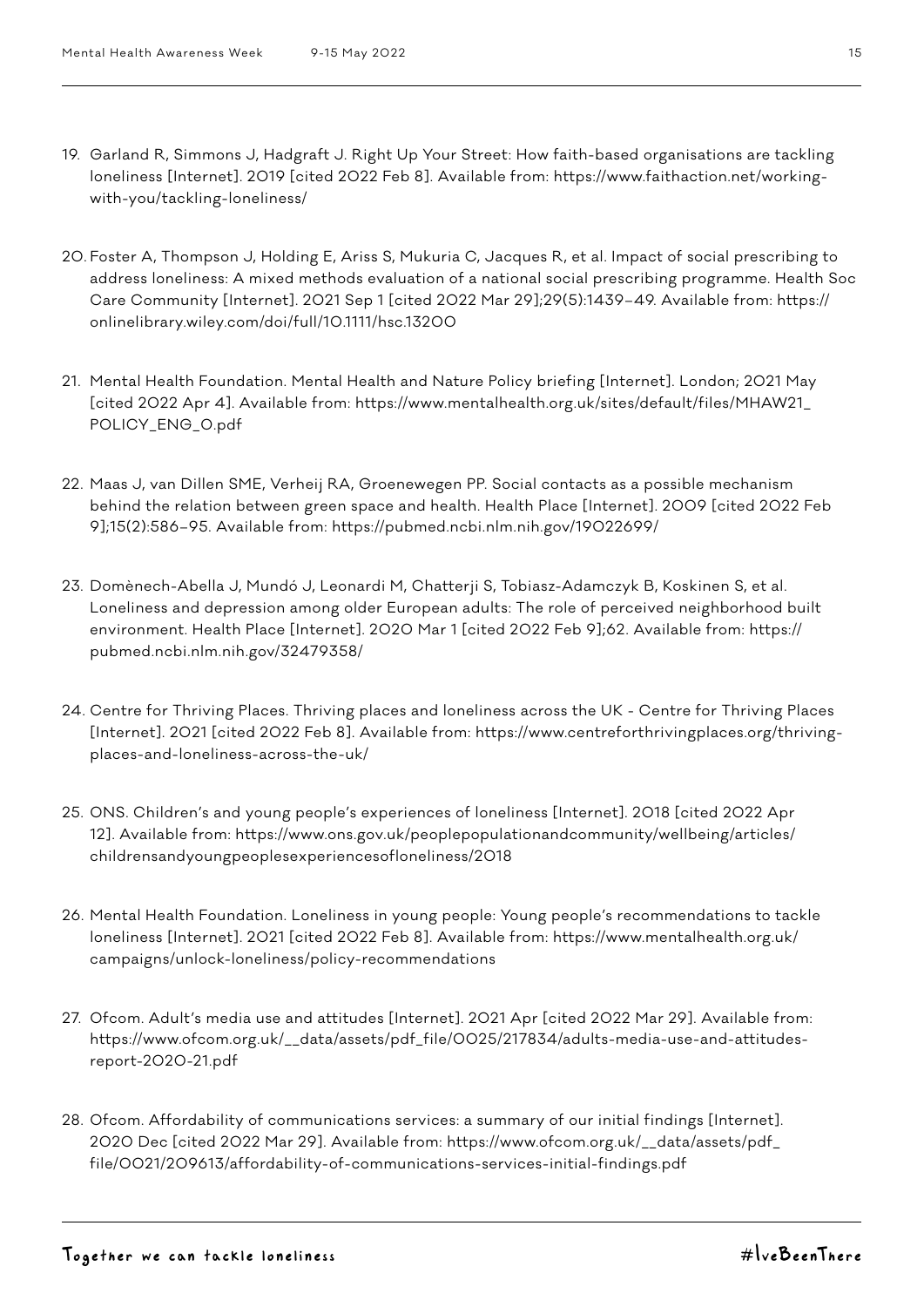19. Garland R, Simmons J, Hadgraft J. Right Up Your Street: How faith-based organisations are tackling loneliness [Internet]. 2019 [cited 2022 Feb 8]. Available from: https://www.faithaction.net/working-with-you/tackling-loneliness/

20. Foster A, Thompson J, Holding E, Ariss S, Mukuria C, Jacques R, et al. Impact of social prescribing to address loneliness: A mixed methods evaluation of a national social prescribing programme. Health Soc Care Community [Internet]. 2021 Sep 1 [cited 2022 Mar 29];29(5):1439–49. Available from: https://onlinelibrary.wiley.com/doi/full/10.1111/hsc.13200

21. Mental Health Foundation. Mental Health and Nature Policy briefing [Internet]. London; 2021 May [cited 2022 Apr 4]. Available from: https://www.mentalhealth.org.uk/sites/default/files/MHAW21_POLICY_ENG_0.pdf

22. Maas J, van Dillen SME, Verheij RA, Groenewegen PP. Social contacts as a possible mechanism behind the relation between green space and health. Health Place [Internet]. 2009 [cited 2022 Feb 9];15(2):586–95. Available from: https://pubmed.ncbi.nlm.nih.gov/19022699/

23. Domènech-Abella J, Mundó J, Leonardi M, Chatterji S, Tobiasz-Adamczyk B, Koskinen S, et al. Loneliness and depression among older European adults: The role of perceived neighborhood built environment. Health Place [Internet]. 2020 Mar 1 [cited 2022 Feb 9];62. Available from: https://pubmed.ncbi.nlm.nih.gov/32479358/

24. Centre for Thriving Places. Thriving places and loneliness across the UK - Centre for Thriving Places [Internet]. 2021 [cited 2022 Feb 8]. Available from: https://www.centreforthrivingplaces.org/thriving-places-and-loneliness-across-the-uk/

25. ONS. Children's and young people's experiences of loneliness [Internet]. 2018 [cited 2022 Apr 12]. Available from: https://www.ons.gov.uk/peoplepopulationandcommunity/wellbeing/articles/childrensandyoungpeoplesexperiencesofloneliness/2018

26. Mental Health Foundation. Loneliness in young people: Young people's recommendations to tackle loneliness [Internet]. 2021 [cited 2022 Feb 8]. Available from: https://www.mentalhealth.org.uk/campaigns/unlock-loneliness/policy-recommendations

27. Ofcom. Adult's media use and attitudes [Internet]. 2021 Apr [cited 2022 Mar 29]. Available from: https://www.ofcom.org.uk/__data/assets/pdf_file/0025/217834/adults-media-use-and-attitudes-report-2020-21.pdf

28. Ofcom. Affordability of communications services: a summary of our initial findings [Internet]. 2020 Dec [cited 2022 Mar 29]. Available from: https://www.ofcom.org.uk/__data/assets/pdf_file/0021/209613/affordability-of-communications-services-initial-findings.pdf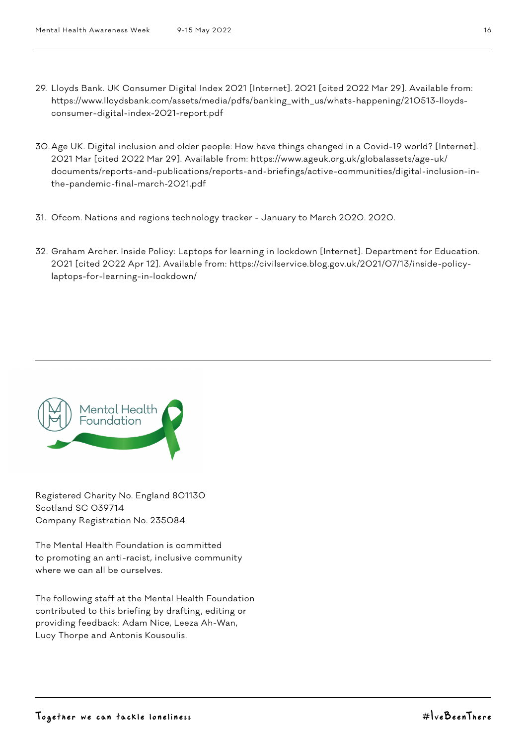29. Lloyds Bank. UK Consumer Digital Index 2021 [Internet]. 2021 [cited 2022 Mar 29]. Available from: https://www.lloydsbank.com/assets/media/pdfs/banking_with_us/whats-happening/210513-lloyds-consumer-digital-index-2021-report.pdf

30. Age UK. Digital inclusion and older people: How have things changed in a Covid-19 world? [Internet]. 2021 Mar [cited 2022 Mar 29]. Available from: https://www.ageuk.org.uk/globalassets/age-uk/documents/reports-and-publications/reports-and-briefings/active-communities/digital-inclusion-in-the-pandemic-final-march-2021.pdf

31. Ofcom. Nations and regions technology tracker - January to March 2020. 2020.

32. Graham Archer. Inside Policy: Laptops for learning in lockdown [Internet]. Department for Education. 2021 [cited 2022 Apr 12]. Available from: https://civilservice.blog.gov.uk/2021/07/13/inside-policy-laptops-for-learning-in-lockdown/

Mental Health Foundation

Registered Charity No. England 801130
Scotland SC 039714
Company Registration No. 235084

The Mental Health Foundation is committed to promoting an anti-racist, inclusive community where we can all be ourselves.

The following staff at the Mental Health Foundation contributed to this briefing by drafting, editing or providing feedback: Adam Nice, Leeza Ah-Wan, Lucy Thorpe and Antonis Kousoulis.

Together we can tackle loneliness

#IveBeenThere